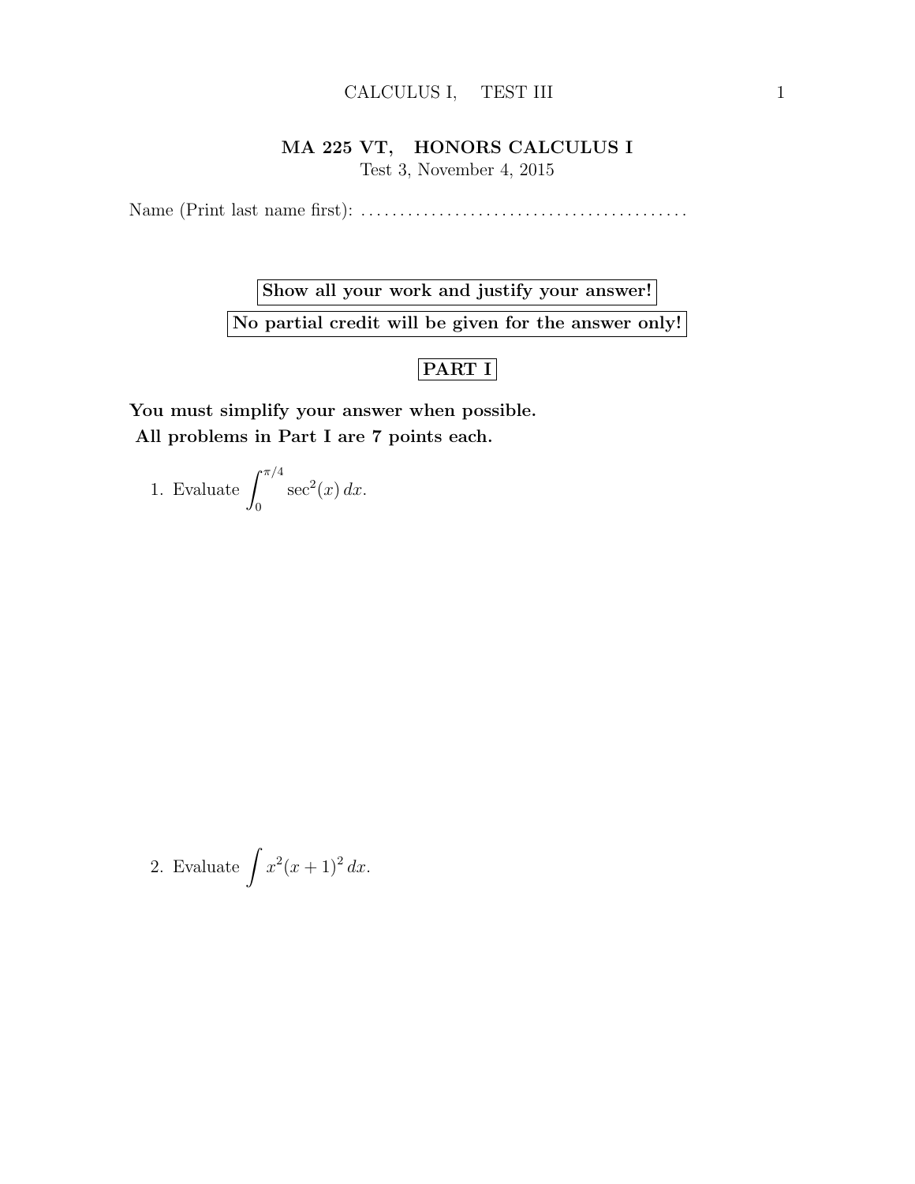# MA 225 VT, HONORS CALCULUS I

Test 3, November 4, 2015

Name (Print last name first): ........................................

**Show all your work and justify your answer!**

**No partial credit will be given for the answer only!**

## PART I

**You must simplify your answer when possible.**
**All problems in Part I are 7 points each.**

1. Evaluate $\displaystyle\int_0^{\pi/4} \sec^2(x)\, dx$.

2. Evaluate $\displaystyle\int x^2(x+1)^2\, dx$.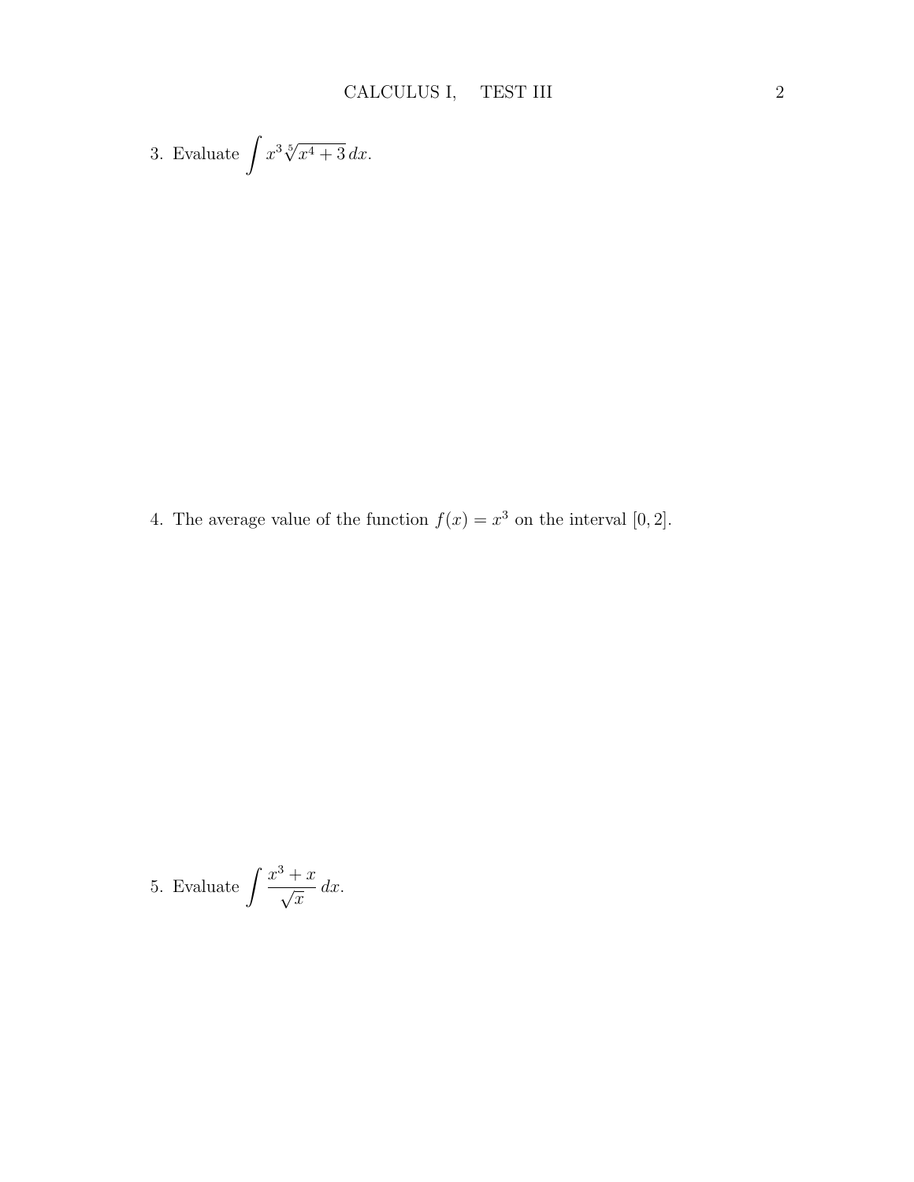3. Evaluate $\int x^3 \sqrt[5]{x^4 + 3}\, dx$.

4. The average value of the function $f(x) = x^3$ on the interval $[0, 2]$.

5. Evaluate $\int \frac{x^3 + x}{\sqrt{x}}\, dx$.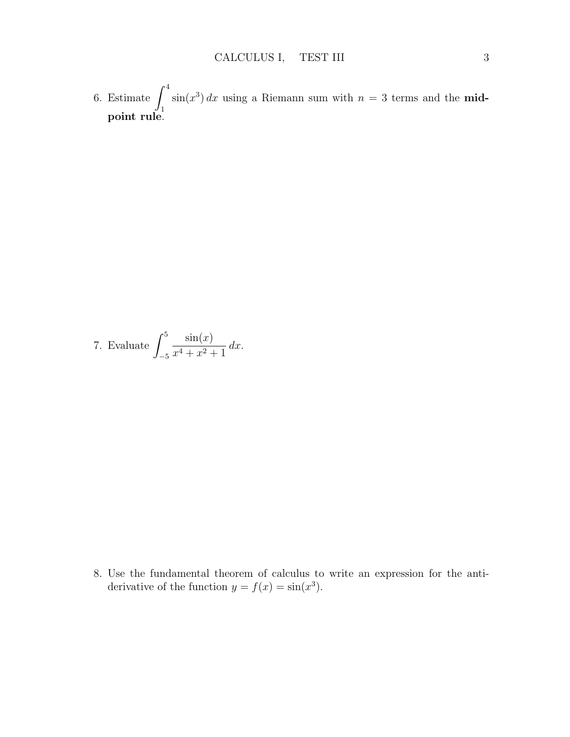6. Estimate $\int_1^4 \sin(x^3)\,dx$ using a Riemann sum with $n = 3$ terms and the **midpoint rule**.

7. Evaluate $\int_{-5}^{5} \frac{\sin(x)}{x^4 + x^2 + 1}\,dx$.

8. Use the fundamental theorem of calculus to write an expression for the antiderivative of the function $y = f(x) = \sin(x^3)$.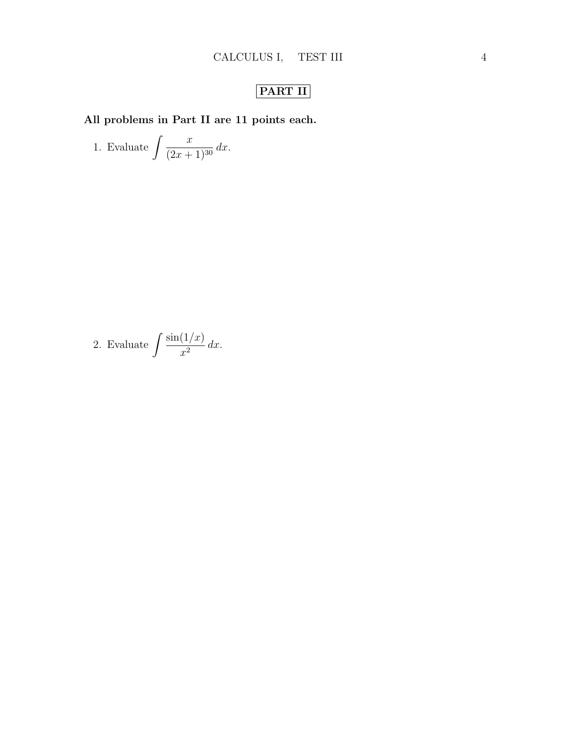## PART II

**All problems in Part II are 11 points each.**

1. Evaluate $\displaystyle\int \frac{x}{(2x+1)^{30}}\,dx$.

2. Evaluate $\displaystyle\int \frac{\sin(1/x)}{x^2}\,dx$.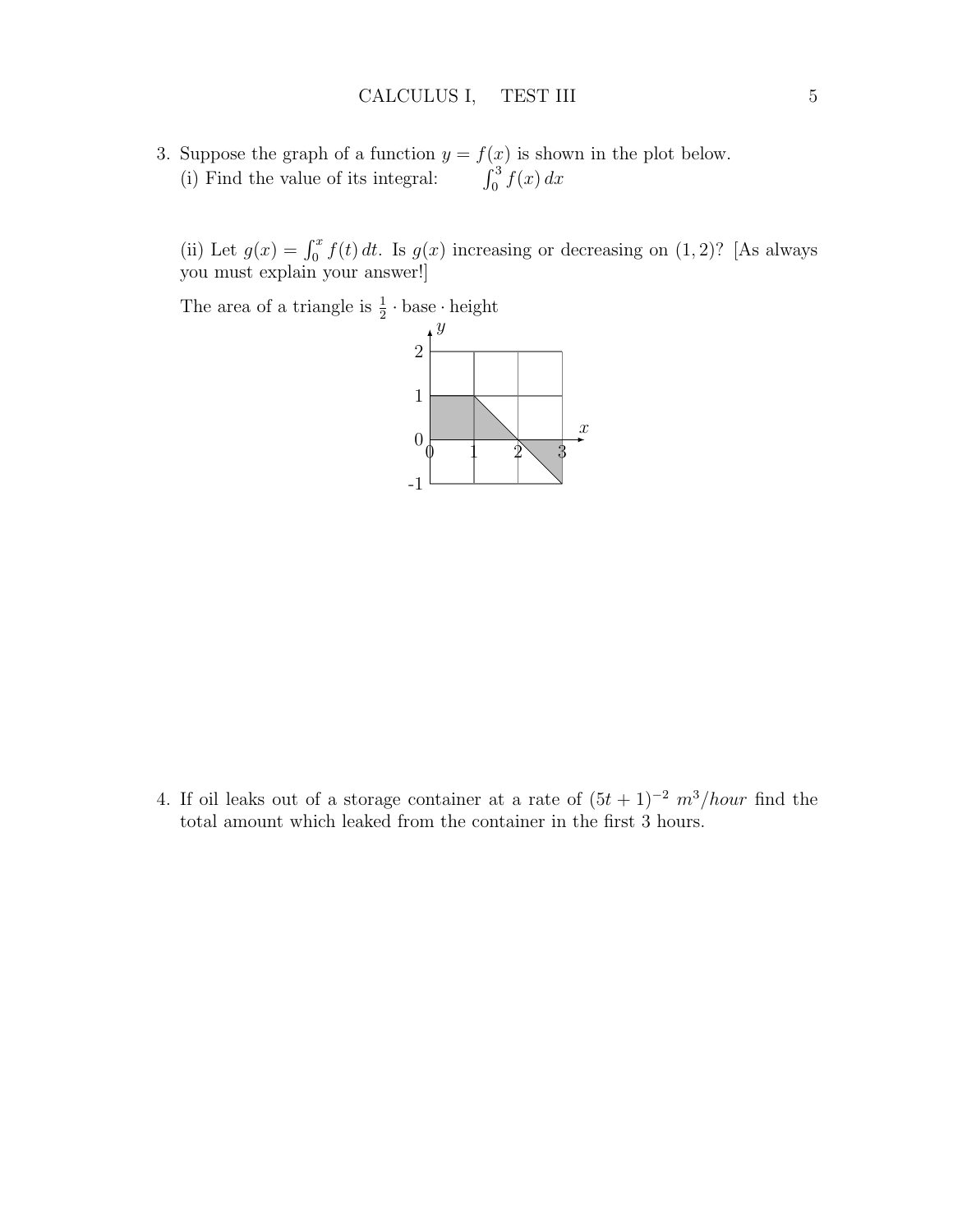3. Suppose the graph of a function $y = f(x)$ is shown in the plot below.
   (i) Find the value of its integral: $\int_0^3 f(x)\,dx$

   (ii) Let $g(x) = \int_0^x f(t)\,dt$. Is $g(x)$ increasing or decreasing on $(1, 2)$? [As always you must explain your answer!]

   The area of a triangle is $\frac{1}{2} \cdot \text{base} \cdot \text{height}$

4. If oil leaks out of a storage container at a rate of $(5t + 1)^{-2}$ $m^3/hour$ find the total amount which leaked from the container in the first 3 hours.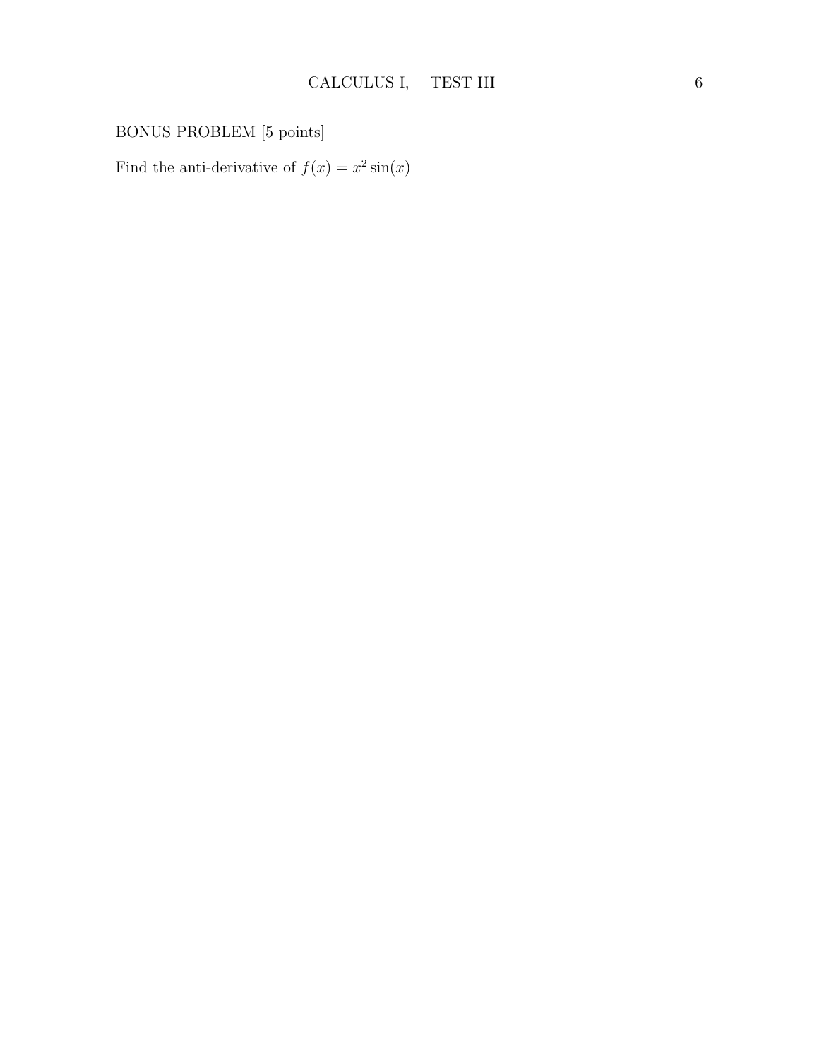BONUS PROBLEM [5 points]

Find the anti-derivative of $f(x) = x^2 \sin(x)$